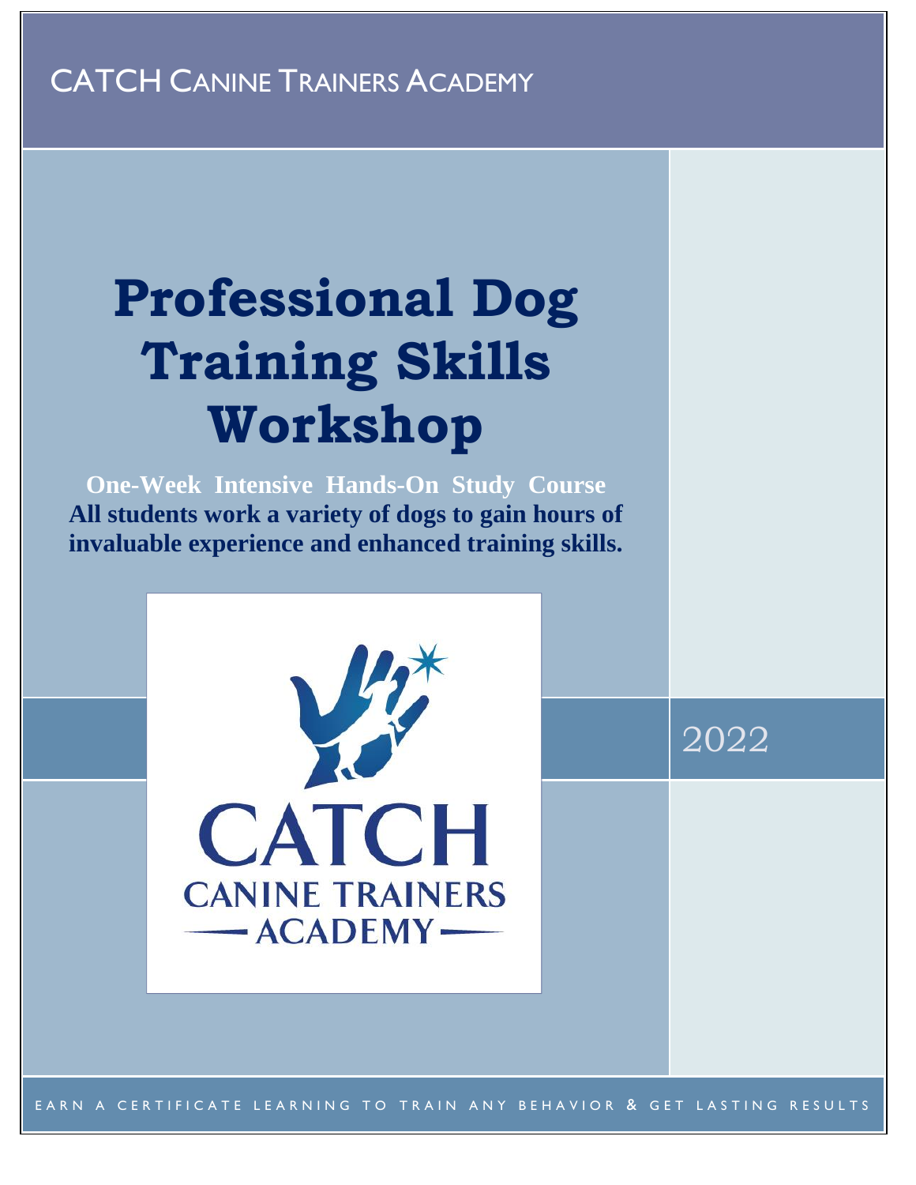CATCH CANINE TRAINERS ACADEMY

# Professional Dog Training Skills Workshop

**One-Week Intensive Hands-On Study Course**
**All students work a variety of dogs to gain hours of invaluable experience and enhanced training skills.**

CATCH
CANINE TRAINERS
ACADEMY

2022

EARN A CERTIFICATE LEARNING TO TRAIN ANY BEHAVIOR & GET LASTING RESULTS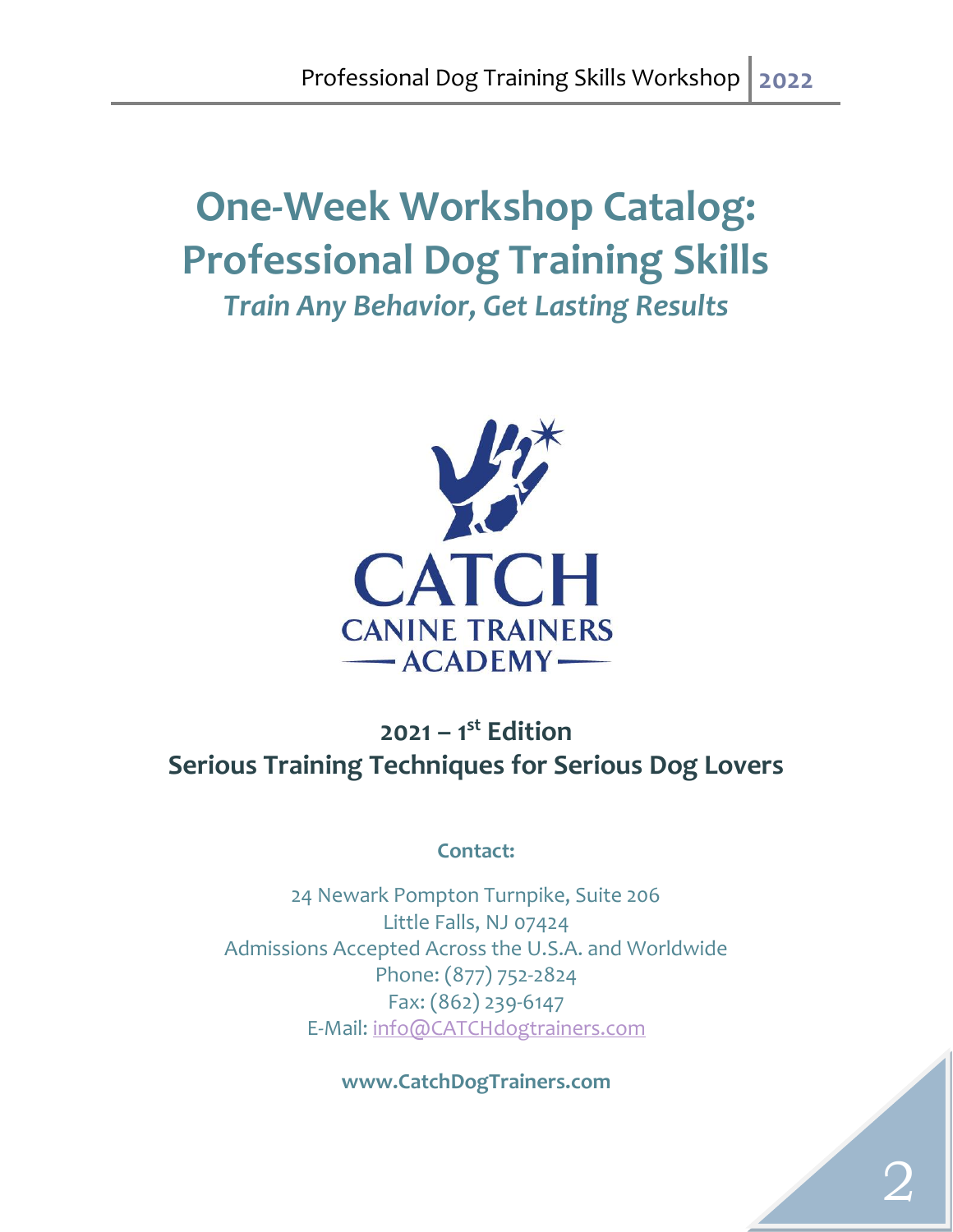# One-Week Workshop Catalog: Professional Dog Training Skills

***Train Any Behavior, Get Lasting Results***

CATCH
CANINE TRAINERS
ACADEMY

**2021 – 1st Edition**
**Serious Training Techniques for Serious Dog Lovers**

**Contact:**

24 Newark Pompton Turnpike, Suite 206
Little Falls, NJ 07424
Admissions Accepted Across the U.S.A. and Worldwide
Phone: (877) 752-2824
Fax: (862) 239-6147
E-Mail: info@CATCHdogtrainers.com

**www.CatchDogTrainers.com**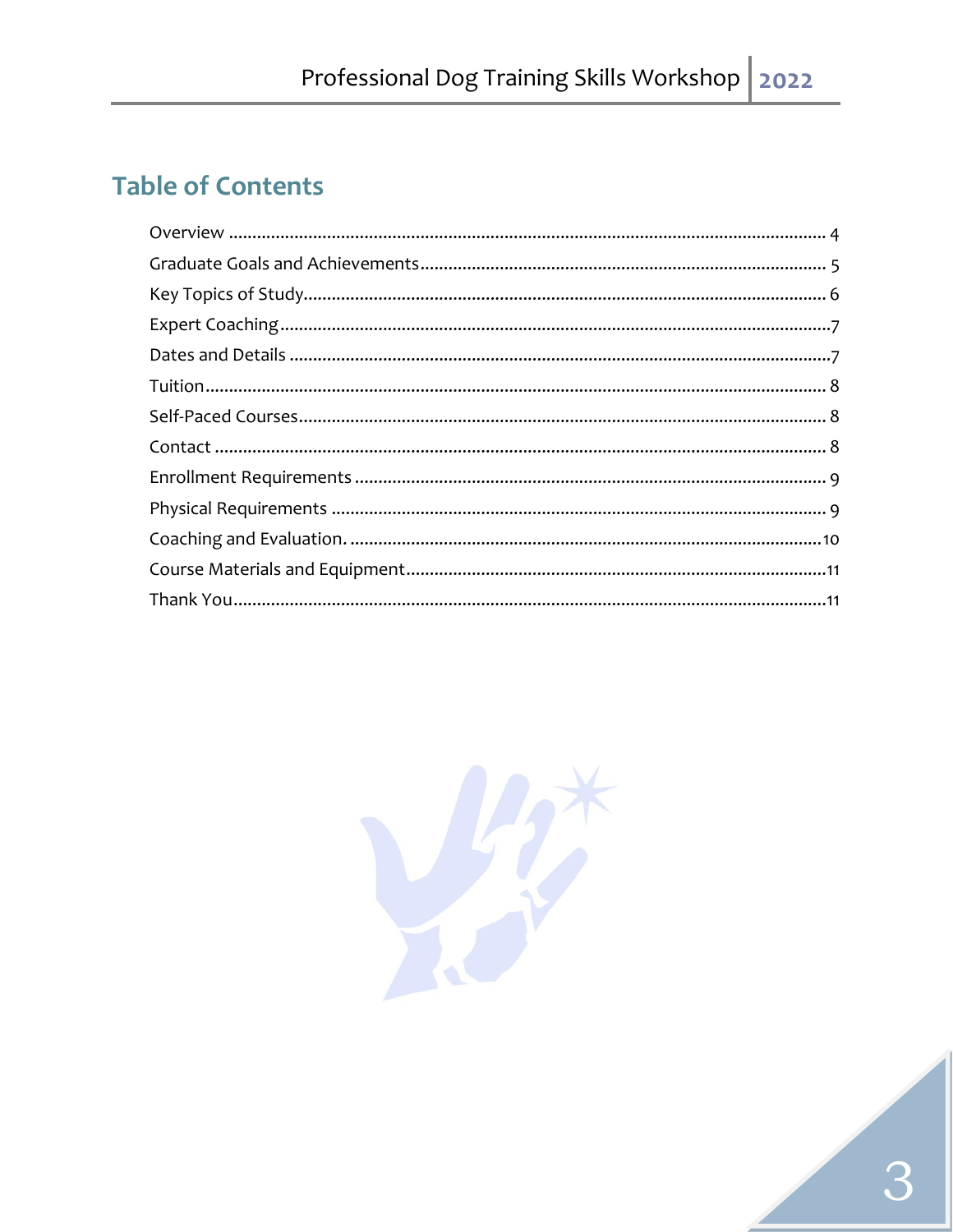## Table of Contents

Overview ........................................................................................................... 4
Graduate Goals and Achievements ..................................................................... 5
Key Topics of Study ........................................................................................... 6
Expert Coaching ................................................................................................. 7
Dates and Details ............................................................................................... 7
Tuition ................................................................................................................. 8
Self-Paced Courses ............................................................................................. 8
Contact ............................................................................................................... 8
Enrollment Requirements ................................................................................... 9
Physical Requirements ........................................................................................ 9
Coaching and Evaluation. .................................................................................. 10
Course Materials and Equipment ...................................................................... 11
Thank You ......................................................................................................... 11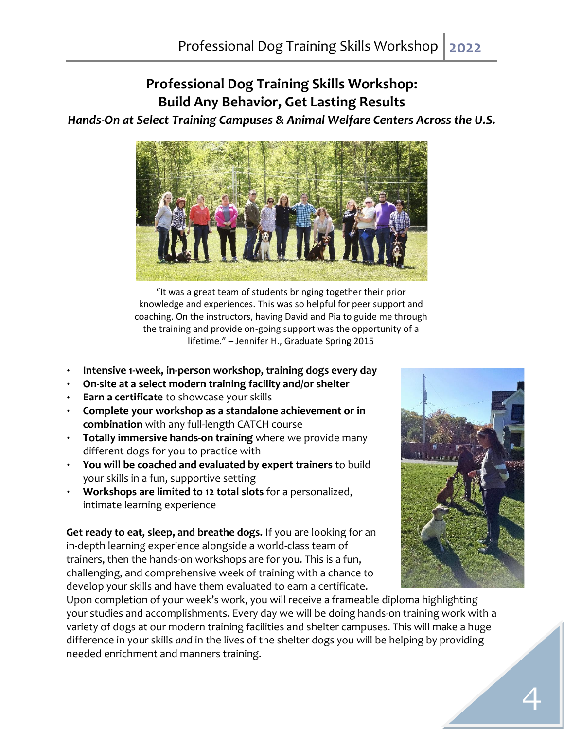# Professional Dog Training Skills Workshop: Build Any Behavior, Get Lasting Results

***Hands-On at Select Training Campuses & Animal Welfare Centers Across the U.S.***

"It was a great team of students bringing together their prior knowledge and experiences. This was so helpful for peer support and coaching. On the instructors, having David and Pia to guide me through the training and provide on-going support was the opportunity of a lifetime." – Jennifer H., Graduate Spring 2015

- **Intensive 1-week, in-person workshop, training dogs every day**
- **On-site at a select modern training facility and/or shelter**
- **Earn a certificate** to showcase your skills
- **Complete your workshop as a standalone achievement or in combination** with any full-length CATCH course
- **Totally immersive hands-on training** where we provide many different dogs for you to practice with
- **You will be coached and evaluated by expert trainers** to build your skills in a fun, supportive setting
- **Workshops are limited to 12 total slots** for a personalized, intimate learning experience

**Get ready to eat, sleep, and breathe dogs.** If you are looking for an in-depth learning experience alongside a world-class team of trainers, then the hands-on workshops are for you. This is a fun, challenging, and comprehensive week of training with a chance to develop your skills and have them evaluated to earn a certificate. Upon completion of your week's work, you will receive a frameable diploma highlighting your studies and accomplishments. Every day we will be doing hands-on training work with a variety of dogs at our modern training facilities and shelter campuses. This will make a huge difference in your skills *and* in the lives of the shelter dogs you will be helping by providing needed enrichment and manners training.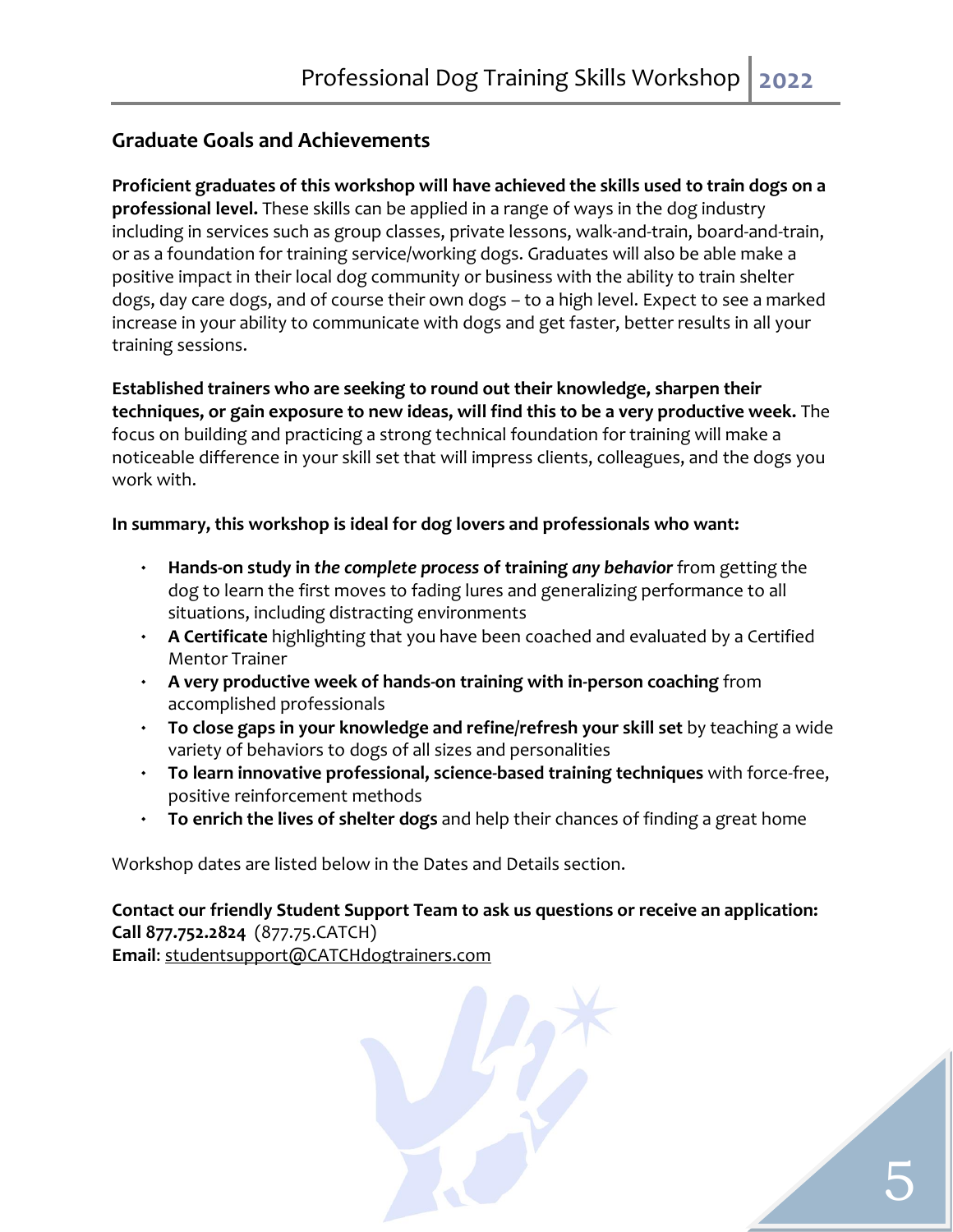## Graduate Goals and Achievements

**Proficient graduates of this workshop will have achieved the skills used to train dogs on a professional level.** These skills can be applied in a range of ways in the dog industry including in services such as group classes, private lessons, walk-and-train, board-and-train, or as a foundation for training service/working dogs. Graduates will also be able make a positive impact in their local dog community or business with the ability to train shelter dogs, day care dogs, and of course their own dogs – to a high level. Expect to see a marked increase in your ability to communicate with dogs and get faster, better results in all your training sessions.

**Established trainers who are seeking to round out their knowledge, sharpen their techniques, or gain exposure to new ideas, will find this to be a very productive week.** The focus on building and practicing a strong technical foundation for training will make a noticeable difference in your skill set that will impress clients, colleagues, and the dogs you work with.

**In summary, this workshop is ideal for dog lovers and professionals who want:**

- **Hands-on study in *the complete process* of training *any behavior*** from getting the dog to learn the first moves to fading lures and generalizing performance to all situations, including distracting environments
- **A Certificate** highlighting that you have been coached and evaluated by a Certified Mentor Trainer
- **A very productive week of hands-on training with in-person coaching** from accomplished professionals
- **To close gaps in your knowledge and refine/refresh your skill set** by teaching a wide variety of behaviors to dogs of all sizes and personalities
- **To learn innovative professional, science-based training techniques** with force-free, positive reinforcement methods
- **To enrich the lives of shelter dogs** and help their chances of finding a great home

Workshop dates are listed below in the Dates and Details section.

**Contact our friendly Student Support Team to ask us questions or receive an application:**
**Call 877.752.2824** (877.75.CATCH)
**Email**: studentsupport@CATCHdogtrainers.com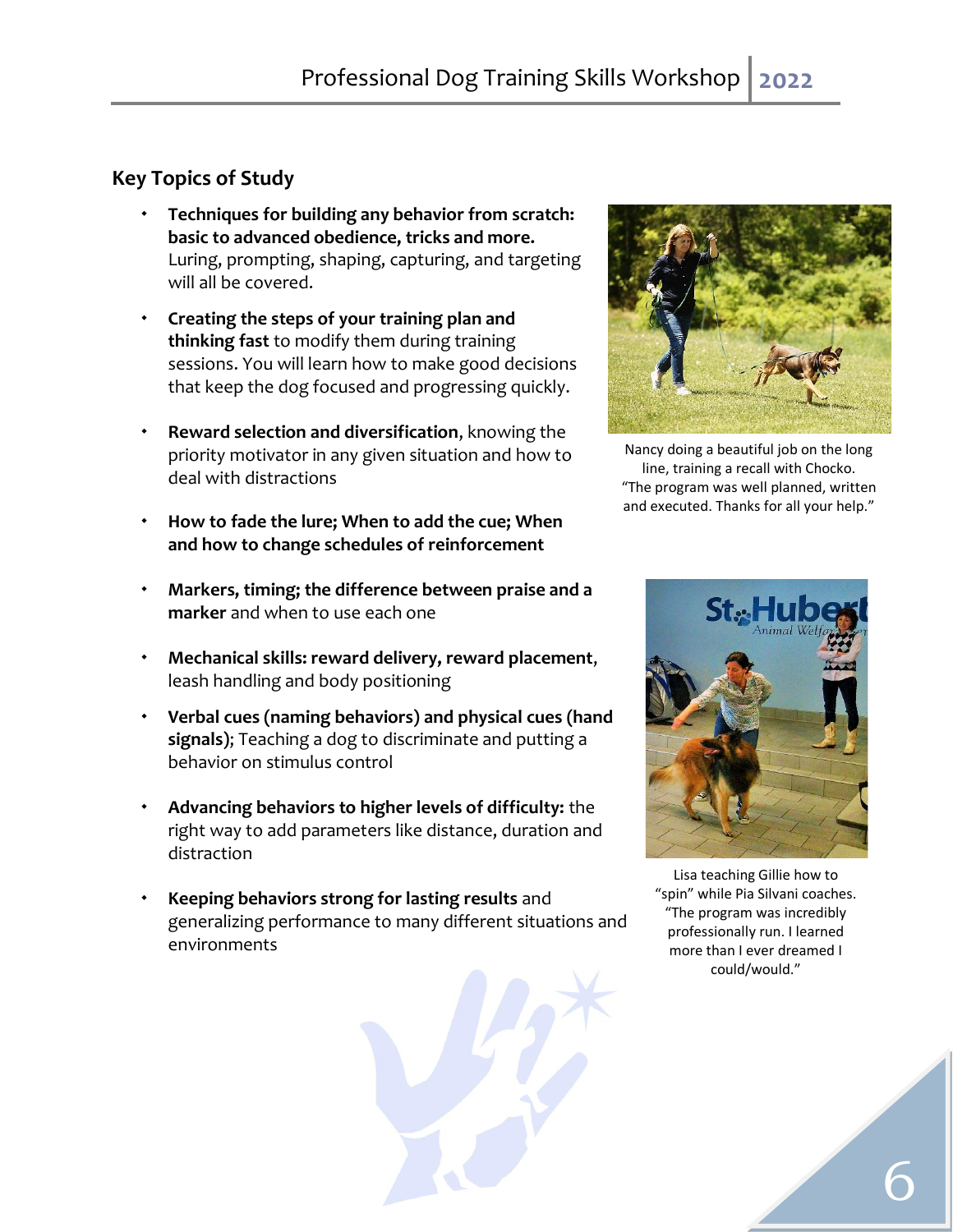## Key Topics of Study

- **Techniques for building any behavior from scratch: basic to advanced obedience, tricks and more.** Luring, prompting, shaping, capturing, and targeting will all be covered.
- **Creating the steps of your training plan and thinking fast** to modify them during training sessions. You will learn how to make good decisions that keep the dog focused and progressing quickly.
- **Reward selection and diversification**, knowing the priority motivator in any given situation and how to deal with distractions
- **How to fade the lure; When to add the cue; When and how to change schedules of reinforcement**
- **Markers, timing; the difference between praise and a marker** and when to use each one
- **Mechanical skills: reward delivery, reward placement**, leash handling and body positioning
- **Verbal cues (naming behaviors) and physical cues (hand signals)**; Teaching a dog to discriminate and putting a behavior on stimulus control
- **Advancing behaviors to higher levels of difficulty:** the right way to add parameters like distance, duration and distraction
- **Keeping behaviors strong for lasting results** and generalizing performance to many different situations and environments

Nancy doing a beautiful job on the long line, training a recall with Chocko. "The program was well planned, written and executed. Thanks for all your help."

Lisa teaching Gillie how to "spin" while Pia Silvani coaches. "The program was incredibly professionally run. I learned more than I ever dreamed I could/would."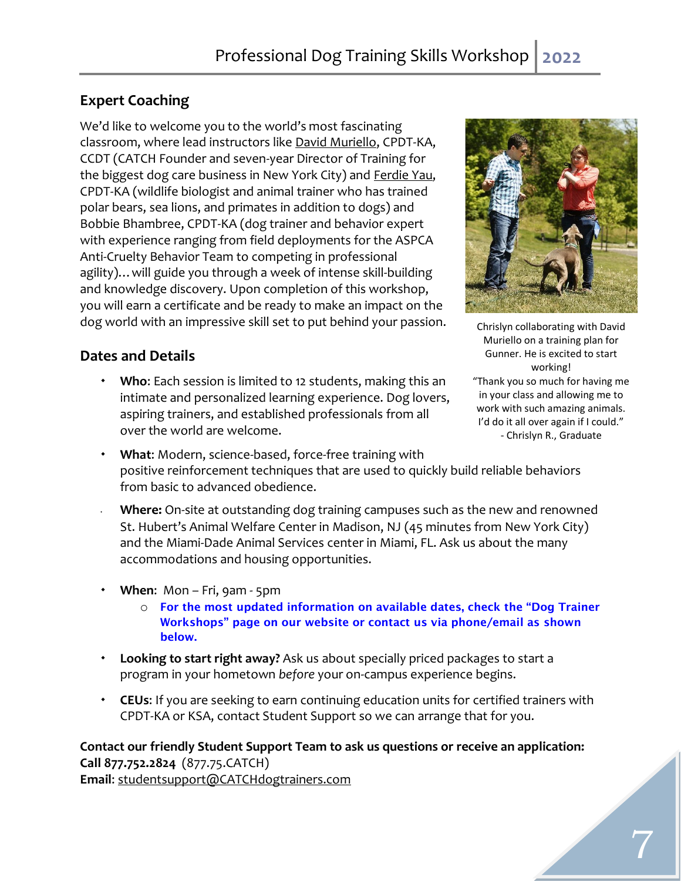## Expert Coaching

We'd like to welcome you to the world's most fascinating classroom, where lead instructors like David Muriello, CPDT-KA, CCDT (CATCH Founder and seven-year Director of Training for the biggest dog care business in New York City) and Ferdie Yau, CPDT-KA (wildlife biologist and animal trainer who has trained polar bears, sea lions, and primates in addition to dogs) and Bobbie Bhambree, CPDT-KA (dog trainer and behavior expert with experience ranging from field deployments for the ASPCA Anti-Cruelty Behavior Team to competing in professional agility)… will guide you through a week of intense skill-building and knowledge discovery. Upon completion of this workshop, you will earn a certificate and be ready to make an impact on the dog world with an impressive skill set to put behind your passion.

Chrislyn collaborating with David Muriello on a training plan for Gunner. He is excited to start working!

"Thank you so much for having me in your class and allowing me to work with such amazing animals. I'd do it all over again if I could."
- Chrislyn R., Graduate

## Dates and Details

- **Who**: Each session is limited to 12 students, making this an intimate and personalized learning experience. Dog lovers, aspiring trainers, and established professionals from all over the world are welcome.
- **What**: Modern, science-based, force-free training with positive reinforcement techniques that are used to quickly build reliable behaviors from basic to advanced obedience.
- **Where:** On-site at outstanding dog training campuses such as the new and renowned St. Hubert's Animal Welfare Center in Madison, NJ (45 minutes from New York City) and the Miami-Dade Animal Services center in Miami, FL. Ask us about the many accommodations and housing opportunities.
- **When**: Mon – Fri, 9am - 5pm
  - **For the most updated information on available dates, check the "Dog Trainer Workshops" page on our website or contact us via phone/email as shown below.**
- **Looking to start right away?** Ask us about specially priced packages to start a program in your hometown *before* your on-campus experience begins.
- **CEUs**: If you are seeking to earn continuing education units for certified trainers with CPDT-KA or KSA, contact Student Support so we can arrange that for you.

**Contact our friendly Student Support Team to ask us questions or receive an application:**
**Call 877.752.2824** (877.75.CATCH)
**Email**: studentsupport@CATCHdogtrainers.com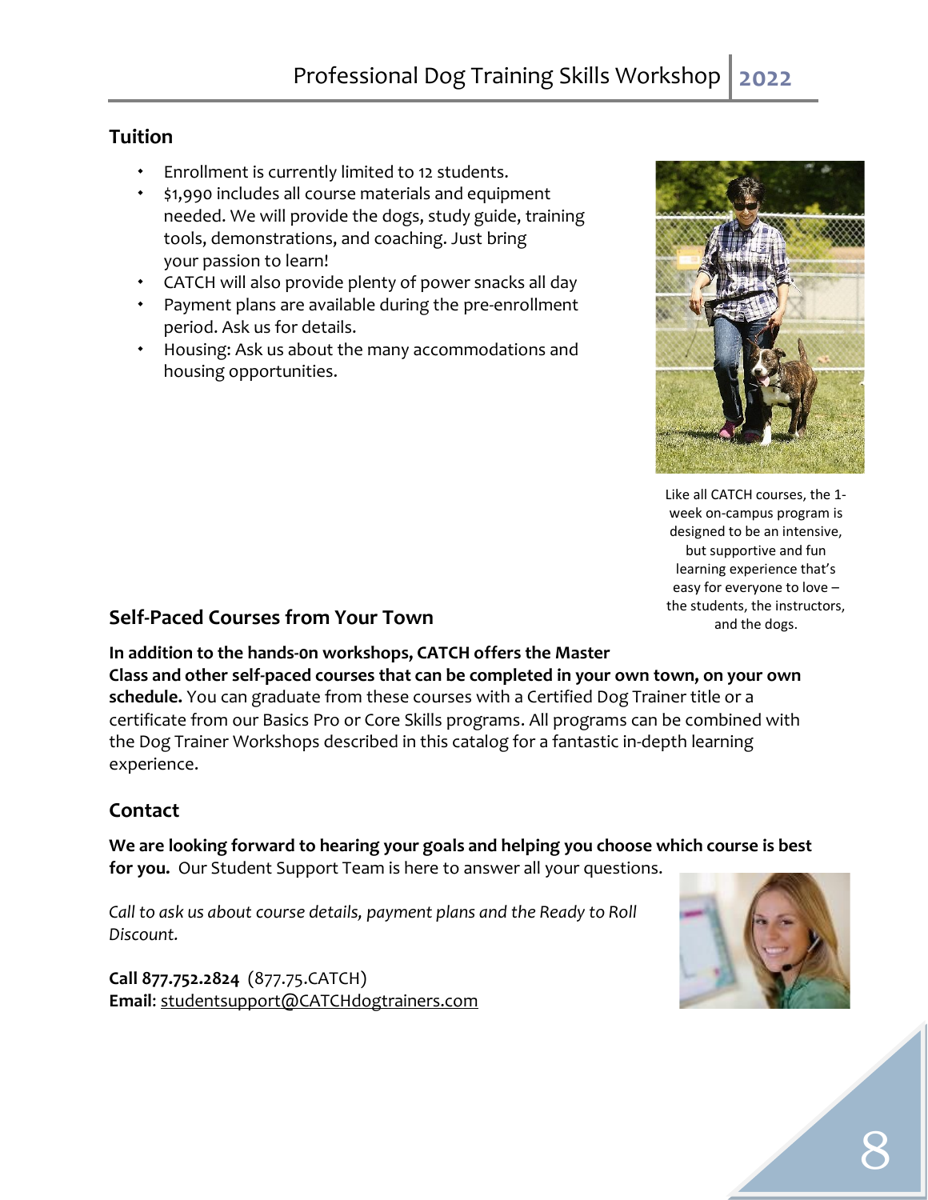## Tuition

- Enrollment is currently limited to 12 students.
- $1,990 includes all course materials and equipment needed. We will provide the dogs, study guide, training tools, demonstrations, and coaching. Just bring your passion to learn!
- CATCH will also provide plenty of power snacks all day
- Payment plans are available during the pre-enrollment period. Ask us for details.
- Housing: Ask us about the many accommodations and housing opportunities.

Like all CATCH courses, the 1-week on-campus program is designed to be an intensive, but supportive and fun learning experience that's easy for everyone to love – the students, the instructors, and the dogs.

## Self-Paced Courses from Your Town

**In addition to the hands-0n workshops, CATCH offers the Master Class and other self-paced courses that can be completed in your own town, on your own schedule.** You can graduate from these courses with a Certified Dog Trainer title or a certificate from our Basics Pro or Core Skills programs. All programs can be combined with the Dog Trainer Workshops described in this catalog for a fantastic in-depth learning experience.

## Contact

**We are looking forward to hearing your goals and helping you choose which course is best for you.** Our Student Support Team is here to answer all your questions.

*Call to ask us about course details, payment plans and the Ready to Roll Discount.*

**Call 877.752.2824** (877.75.CATCH)
**Email**: studentsupport@CATCHdogtrainers.com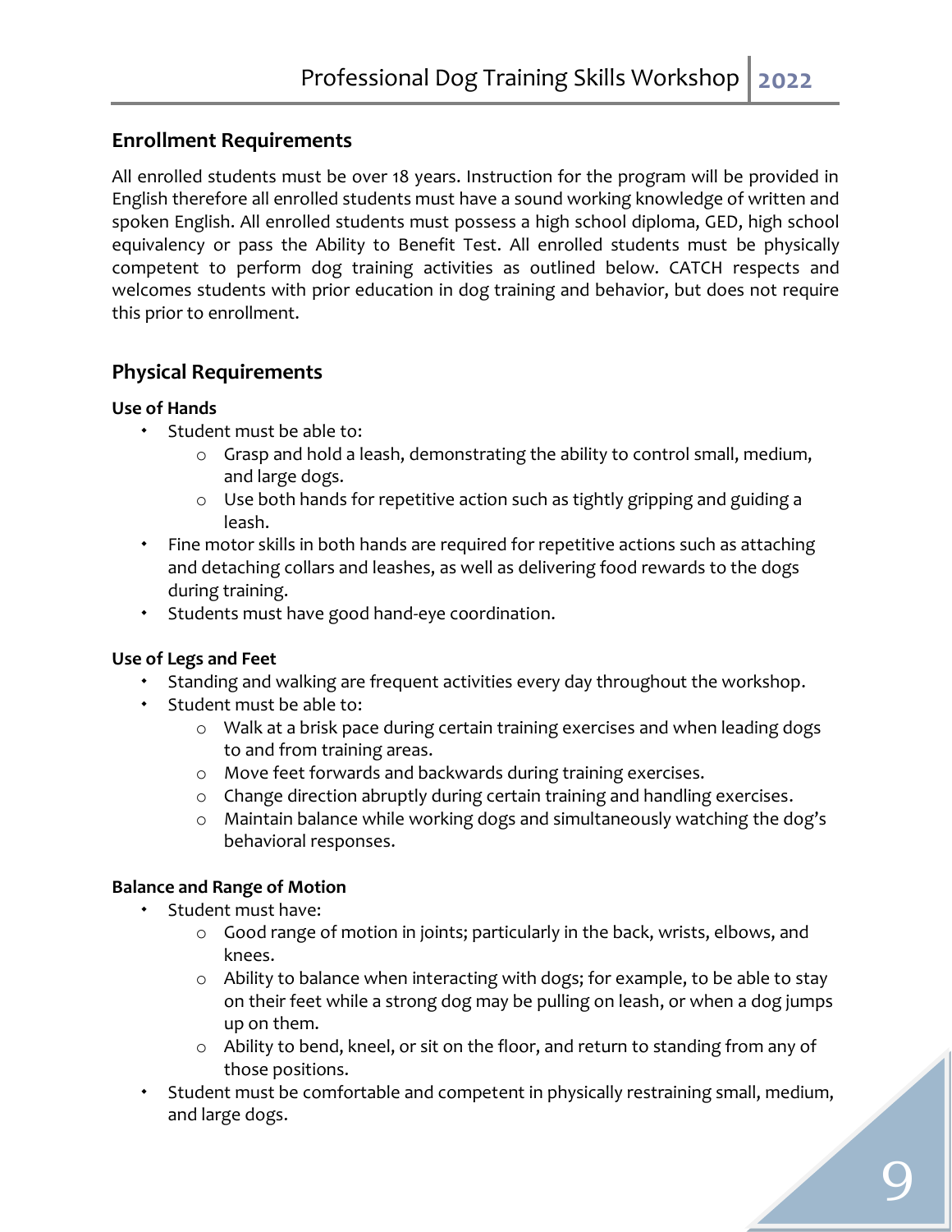## Enrollment Requirements

All enrolled students must be over 18 years. Instruction for the program will be provided in English therefore all enrolled students must have a sound working knowledge of written and spoken English. All enrolled students must possess a high school diploma, GED, high school equivalency or pass the Ability to Benefit Test. All enrolled students must be physically competent to perform dog training activities as outlined below. CATCH respects and welcomes students with prior education in dog training and behavior, but does not require this prior to enrollment.

## Physical Requirements

### Use of Hands

- Student must be able to:
  - Grasp and hold a leash, demonstrating the ability to control small, medium, and large dogs.
  - Use both hands for repetitive action such as tightly gripping and guiding a leash.
- Fine motor skills in both hands are required for repetitive actions such as attaching and detaching collars and leashes, as well as delivering food rewards to the dogs during training.
- Students must have good hand-eye coordination.

### Use of Legs and Feet

- Standing and walking are frequent activities every day throughout the workshop.
- Student must be able to:
  - Walk at a brisk pace during certain training exercises and when leading dogs to and from training areas.
  - Move feet forwards and backwards during training exercises.
  - Change direction abruptly during certain training and handling exercises.
  - Maintain balance while working dogs and simultaneously watching the dog's behavioral responses.

### Balance and Range of Motion

- Student must have:
  - Good range of motion in joints; particularly in the back, wrists, elbows, and knees.
  - Ability to balance when interacting with dogs; for example, to be able to stay on their feet while a strong dog may be pulling on leash, or when a dog jumps up on them.
  - Ability to bend, kneel, or sit on the floor, and return to standing from any of those positions.
- Student must be comfortable and competent in physically restraining small, medium, and large dogs.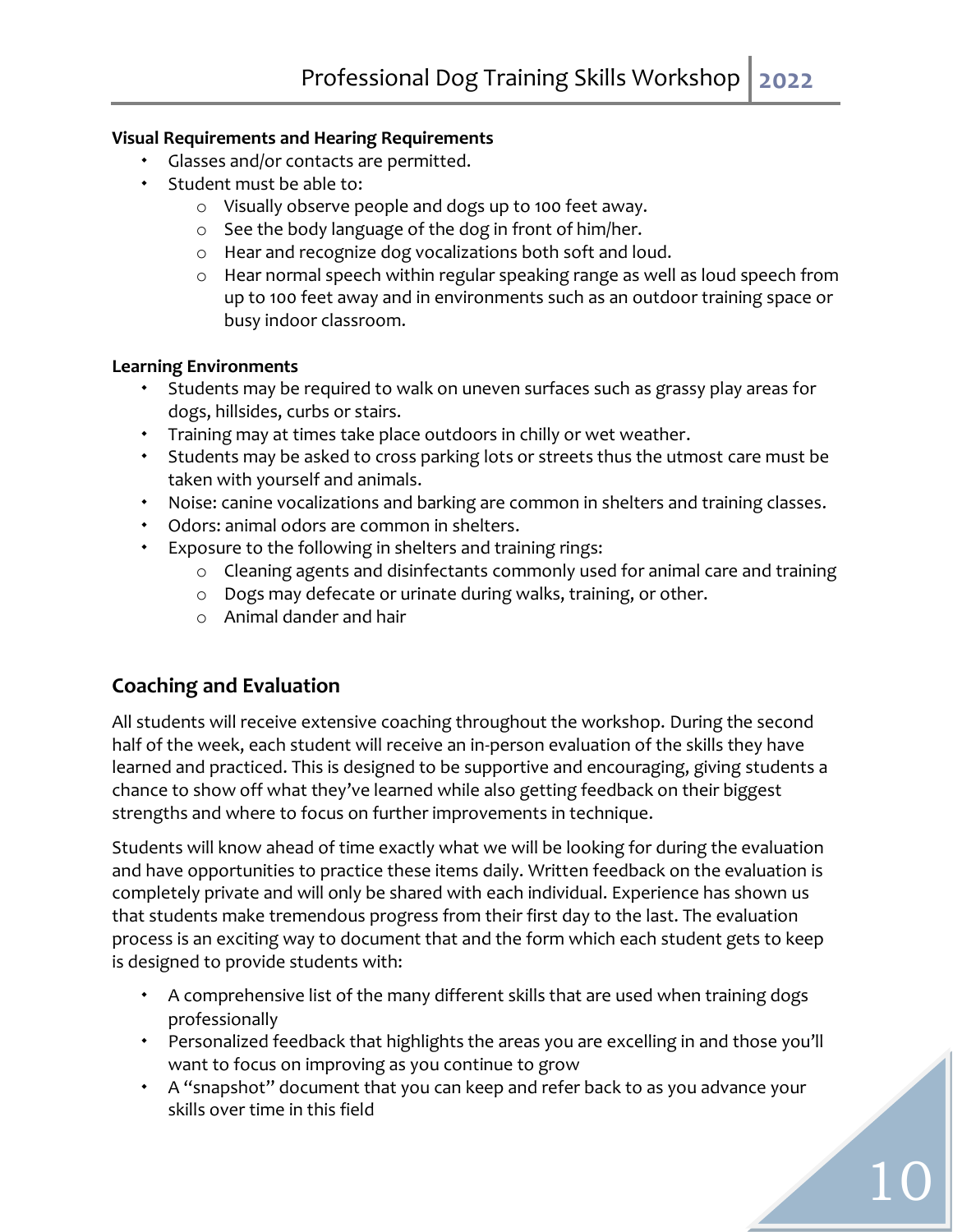**Visual Requirements and Hearing Requirements**

- Glasses and/or contacts are permitted.
- Student must be able to:
  - Visually observe people and dogs up to 100 feet away.
  - See the body language of the dog in front of him/her.
  - Hear and recognize dog vocalizations both soft and loud.
  - Hear normal speech within regular speaking range as well as loud speech from up to 100 feet away and in environments such as an outdoor training space or busy indoor classroom.

**Learning Environments**

- Students may be required to walk on uneven surfaces such as grassy play areas for dogs, hillsides, curbs or stairs.
- Training may at times take place outdoors in chilly or wet weather.
- Students may be asked to cross parking lots or streets thus the utmost care must be taken with yourself and animals.
- Noise: canine vocalizations and barking are common in shelters and training classes.
- Odors: animal odors are common in shelters.
- Exposure to the following in shelters and training rings:
  - Cleaning agents and disinfectants commonly used for animal care and training
  - Dogs may defecate or urinate during walks, training, or other.
  - Animal dander and hair

## Coaching and Evaluation

All students will receive extensive coaching throughout the workshop. During the second half of the week, each student will receive an in-person evaluation of the skills they have learned and practiced. This is designed to be supportive and encouraging, giving students a chance to show off what they've learned while also getting feedback on their biggest strengths and where to focus on further improvements in technique.

Students will know ahead of time exactly what we will be looking for during the evaluation and have opportunities to practice these items daily. Written feedback on the evaluation is completely private and will only be shared with each individual. Experience has shown us that students make tremendous progress from their first day to the last. The evaluation process is an exciting way to document that and the form which each student gets to keep is designed to provide students with:

- A comprehensive list of the many different skills that are used when training dogs professionally
- Personalized feedback that highlights the areas you are excelling in and those you'll want to focus on improving as you continue to grow
- A "snapshot" document that you can keep and refer back to as you advance your skills over time in this field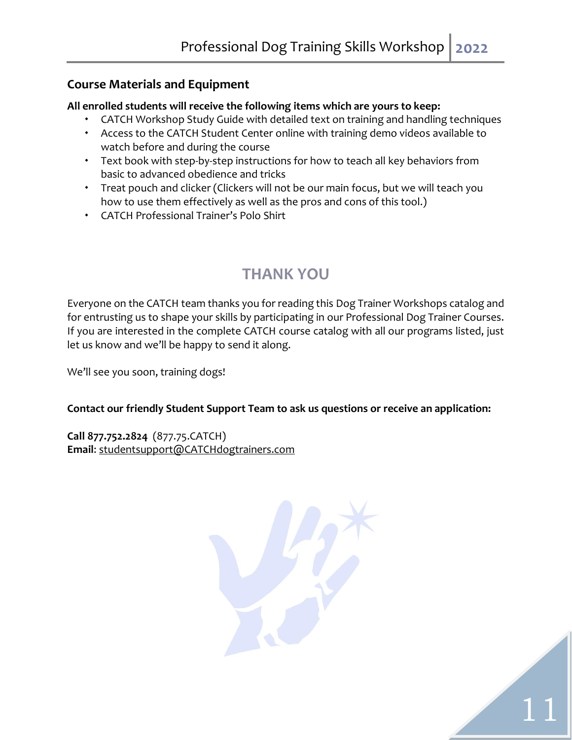## Course Materials and Equipment

**All enrolled students will receive the following items which are yours to keep:**

- CATCH Workshop Study Guide with detailed text on training and handling techniques
- Access to the CATCH Student Center online with training demo videos available to watch before and during the course
- Text book with step-by-step instructions for how to teach all key behaviors from basic to advanced obedience and tricks
- Treat pouch and clicker (Clickers will not be our main focus, but we will teach you how to use them effectively as well as the pros and cons of this tool.)
- CATCH Professional Trainer's Polo Shirt

## THANK YOU

Everyone on the CATCH team thanks you for reading this Dog Trainer Workshops catalog and for entrusting us to shape your skills by participating in our Professional Dog Trainer Courses. If you are interested in the complete CATCH course catalog with all our programs listed, just let us know and we'll be happy to send it along.

We'll see you soon, training dogs!

**Contact our friendly Student Support Team to ask us questions or receive an application:**

**Call 877.752.2824** (877.75.CATCH)
**Email**: studentsupport@CATCHdogtrainers.com